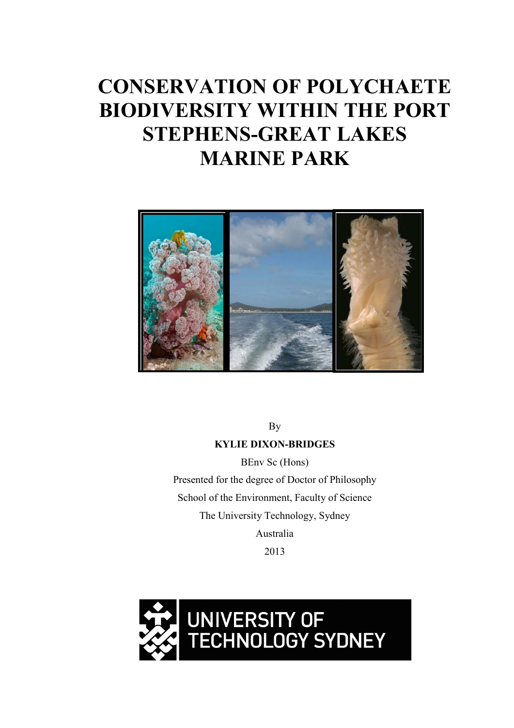# CONSERVATION OF POLYCHAETE BIODIVERSITY WITHIN THE PORT STEPHENS-GREAT LAKES MARINE PARK

By

**KYLIE DIXON-BRIDGES**

BEnv Sc (Hons)

Presented for the degree of Doctor of Philosophy

School of the Environment, Faculty of Science

The University Technology, Sydney

Australia

2013

UNIVERSITY OF TECHNOLOGY SYDNEY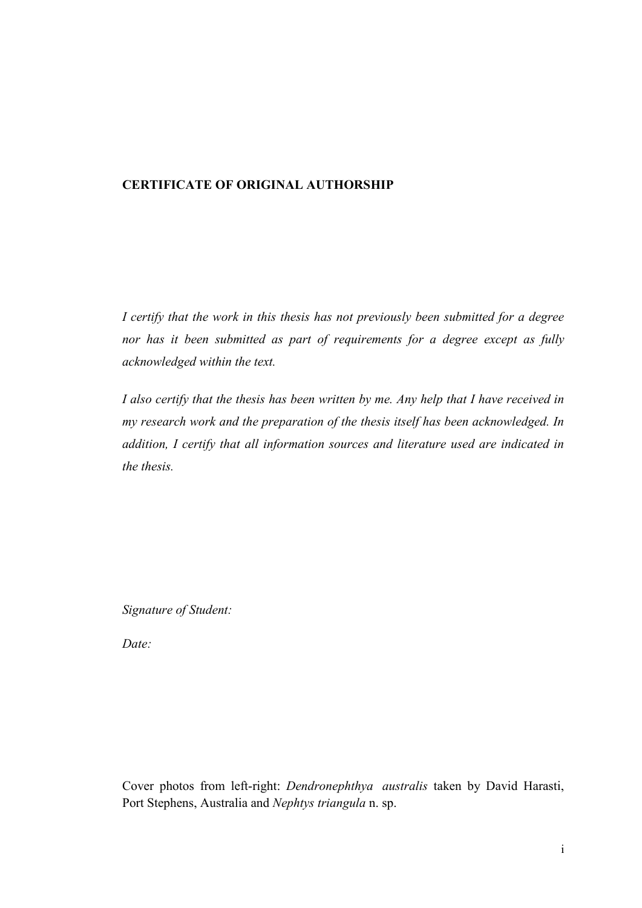**CERTIFICATE OF ORIGINAL AUTHORSHIP**

*I certify that the work in this thesis has not previously been submitted for a degree nor has it been submitted as part of requirements for a degree except as fully acknowledged within the text.*

*I also certify that the thesis has been written by me. Any help that I have received in my research work and the preparation of the thesis itself has been acknowledged. In addition, I certify that all information sources and literature used are indicated in the thesis.*

*Signature of Student:*

*Date:*

Cover photos from left-right: *Dendronephthya australis* taken by David Harasti, Port Stephens, Australia and *Nephtys triangula* n. sp.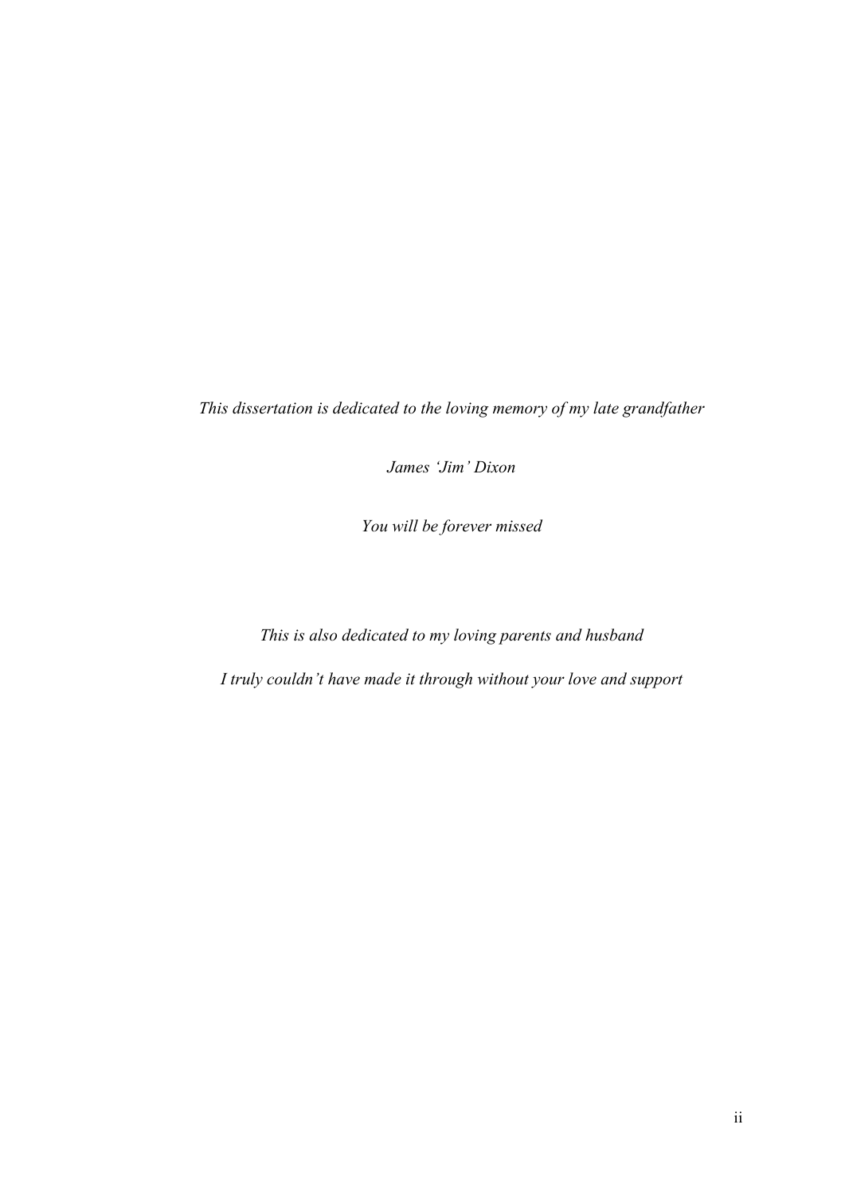*This dissertation is dedicated to the loving memory of my late grandfather*

*James 'Jim' Dixon*

*You will be forever missed*

*This is also dedicated to my loving parents and husband*

*I truly couldn't have made it through without your love and support*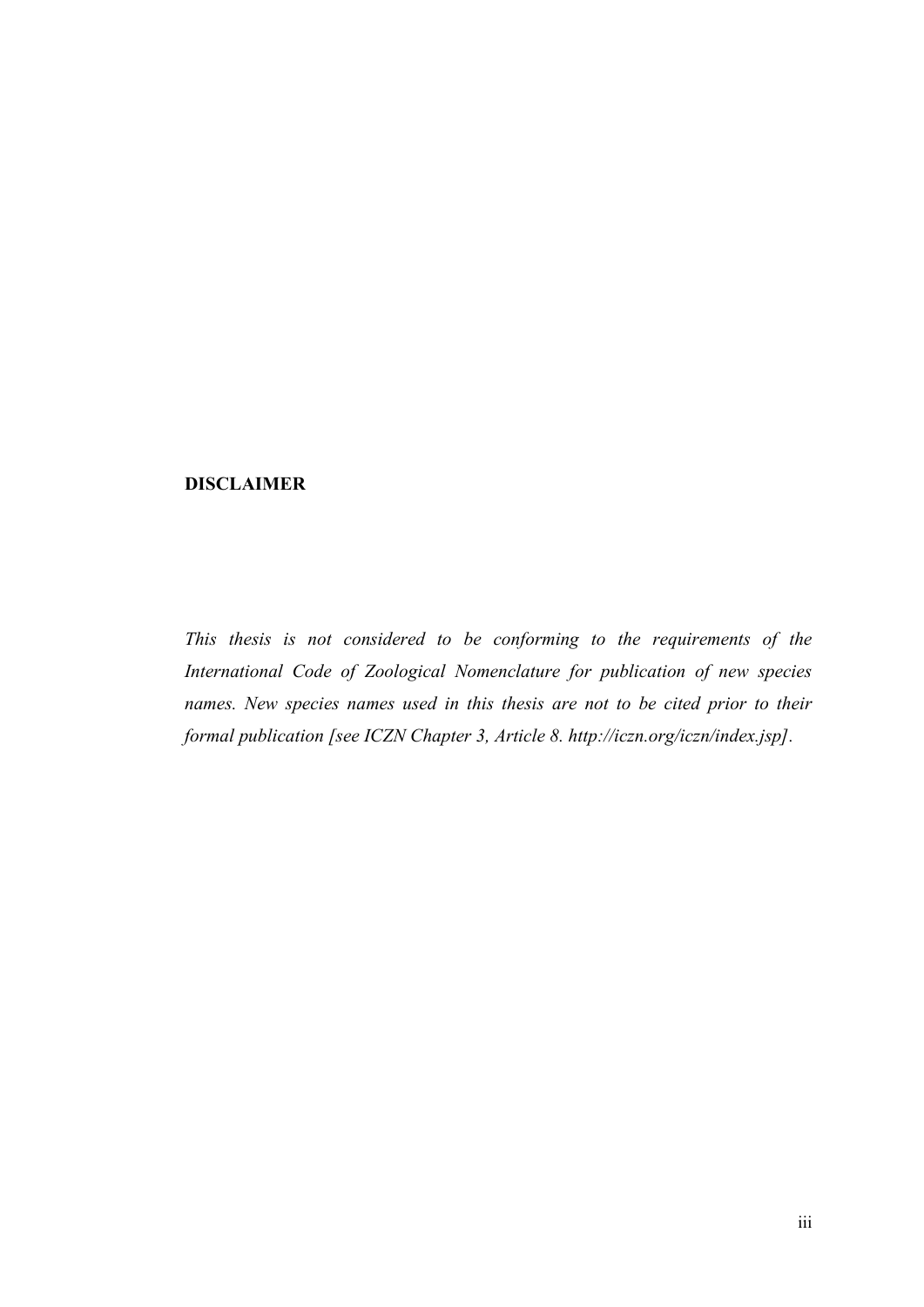## DISCLAIMER

*This thesis is not considered to be conforming to the requirements of the International Code of Zoological Nomenclature for publication of new species names. New species names used in this thesis are not to be cited prior to their formal publication [see ICZN Chapter 3, Article 8. http://iczn.org/iczn/index.jsp].*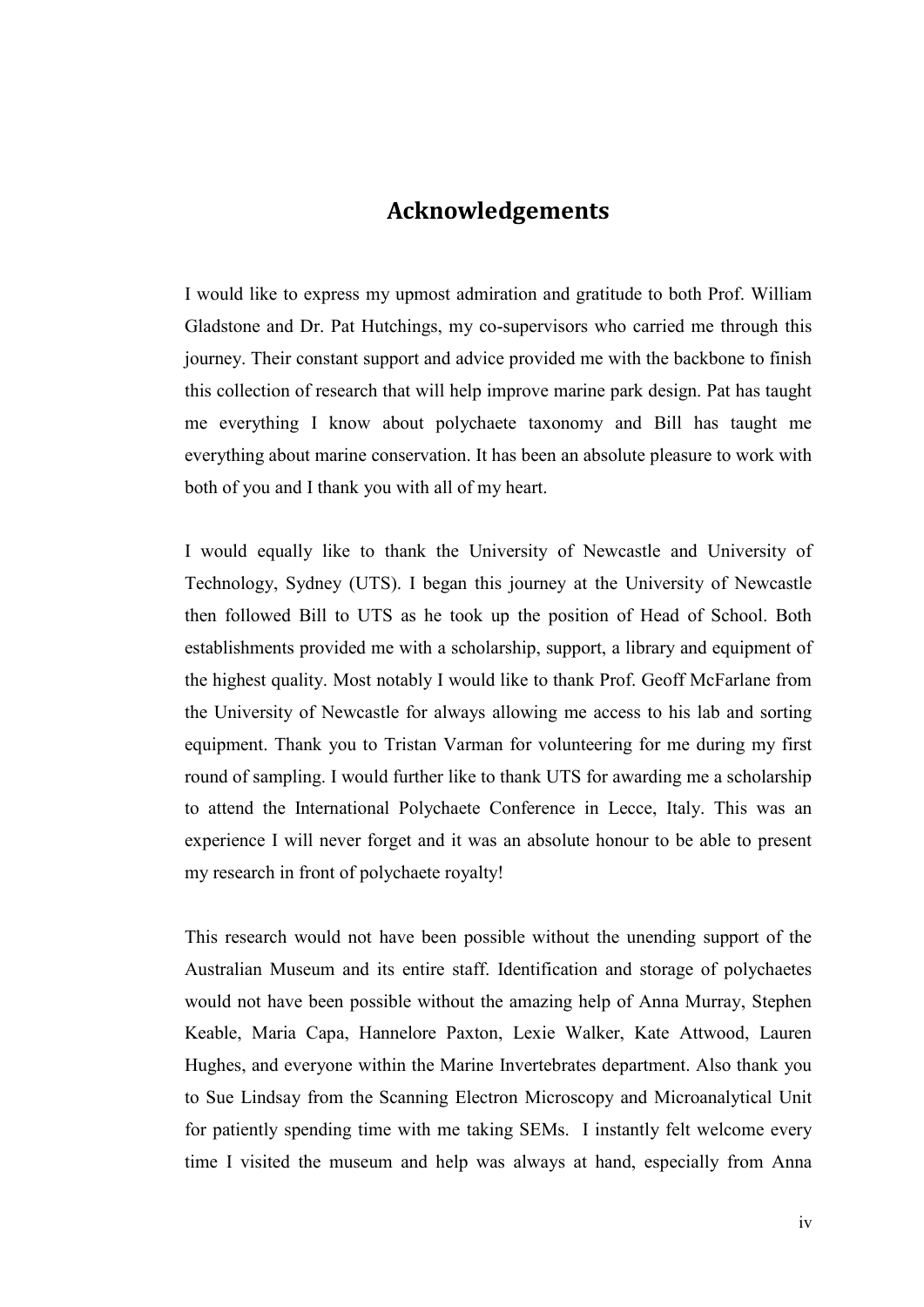# Acknowledgements

I would like to express my upmost admiration and gratitude to both Prof. William Gladstone and Dr. Pat Hutchings, my co-supervisors who carried me through this journey. Their constant support and advice provided me with the backbone to finish this collection of research that will help improve marine park design. Pat has taught me everything I know about polychaete taxonomy and Bill has taught me everything about marine conservation. It has been an absolute pleasure to work with both of you and I thank you with all of my heart.

I would equally like to thank the University of Newcastle and University of Technology, Sydney (UTS). I began this journey at the University of Newcastle then followed Bill to UTS as he took up the position of Head of School. Both establishments provided me with a scholarship, support, a library and equipment of the highest quality. Most notably I would like to thank Prof. Geoff McFarlane from the University of Newcastle for always allowing me access to his lab and sorting equipment. Thank you to Tristan Varman for volunteering for me during my first round of sampling. I would further like to thank UTS for awarding me a scholarship to attend the International Polychaete Conference in Lecce, Italy. This was an experience I will never forget and it was an absolute honour to be able to present my research in front of polychaete royalty!

This research would not have been possible without the unending support of the Australian Museum and its entire staff. Identification and storage of polychaetes would not have been possible without the amazing help of Anna Murray, Stephen Keable, Maria Capa, Hannelore Paxton, Lexie Walker, Kate Attwood, Lauren Hughes, and everyone within the Marine Invertebrates department. Also thank you to Sue Lindsay from the Scanning Electron Microscopy and Microanalytical Unit for patiently spending time with me taking SEMs. I instantly felt welcome every time I visited the museum and help was always at hand, especially from Anna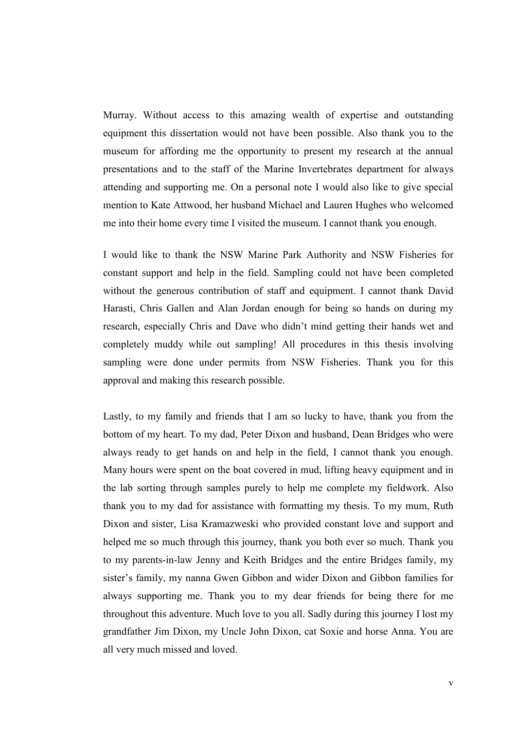Murray. Without access to this amazing wealth of expertise and outstanding equipment this dissertation would not have been possible. Also thank you to the museum for affording me the opportunity to present my research at the annual presentations and to the staff of the Marine Invertebrates department for always attending and supporting me. On a personal note I would also like to give special mention to Kate Attwood, her husband Michael and Lauren Hughes who welcomed me into their home every time I visited the museum. I cannot thank you enough.

I would like to thank the NSW Marine Park Authority and NSW Fisheries for constant support and help in the field. Sampling could not have been completed without the generous contribution of staff and equipment. I cannot thank David Harasti, Chris Gallen and Alan Jordan enough for being so hands on during my research, especially Chris and Dave who didn't mind getting their hands wet and completely muddy while out sampling! All procedures in this thesis involving sampling were done under permits from NSW Fisheries. Thank you for this approval and making this research possible.

Lastly, to my family and friends that I am so lucky to have, thank you from the bottom of my heart. To my dad, Peter Dixon and husband, Dean Bridges who were always ready to get hands on and help in the field, I cannot thank you enough. Many hours were spent on the boat covered in mud, lifting heavy equipment and in the lab sorting through samples purely to help me complete my fieldwork. Also thank you to my dad for assistance with formatting my thesis. To my mum, Ruth Dixon and sister, Lisa Kramazweski who provided constant love and support and helped me so much through this journey, thank you both ever so much. Thank you to my parents-in-law Jenny and Keith Bridges and the entire Bridges family, my sister's family, my nanna Gwen Gibbon and wider Dixon and Gibbon families for always supporting me. Thank you to my dear friends for being there for me throughout this adventure. Much love to you all. Sadly during this journey I lost my grandfather Jim Dixon, my Uncle John Dixon, cat Soxie and horse Anna. You are all very much missed and loved.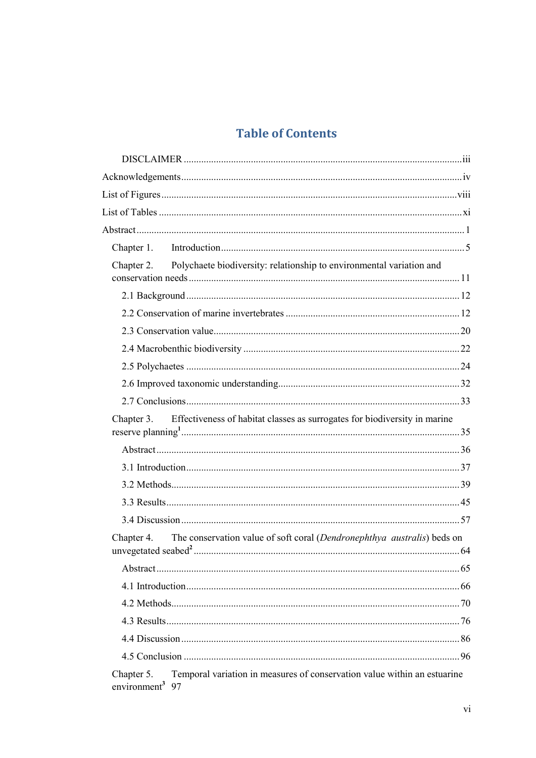# Table of Contents

DISCLAIMER ............................................................................................................. iii

Acknowledgements ...................................................................................................... iv

List of Figures ............................................................................................................ viii

List of Tables ................................................................................................................ xi

Abstract .......................................................................................................................... 1

Chapter 1. Introduction ................................................................................................. 5

Chapter 2. Polychaete biodiversity: relationship to environmental variation and conservation needs .......................................................................................................... 11

- 2.1 Background ........................................................................................................... 12
- 2.2 Conservation of marine invertebrates ................................................................... 12
- 2.3 Conservation value ................................................................................................ 20
- 2.4 Macrobenthic biodiversity .................................................................................... 22
- 2.5 Polychaetes ........................................................................................................... 24
- 2.6 Improved taxonomic understanding ...................................................................... 32
- 2.7 Conclusions ........................................................................................................... 33

Chapter 3. Effectiveness of habitat classes as surrogates for biodiversity in marine reserve planning[1] ........................................................................................................... 35

- Abstract .................................................................................................................... 36
- 3.1 Introduction ........................................................................................................... 37
- 3.2 Methods ................................................................................................................. 39
- 3.3 Results ................................................................................................................... 45
- 3.4 Discussion ............................................................................................................. 57

Chapter 4. The conservation value of soft coral (*Dendronephthya australis*) beds on unvegetated seabed[2] ....................................................................................................... 64

- Abstract .................................................................................................................... 65
- 4.1 Introduction ........................................................................................................... 66
- 4.2 Methods ................................................................................................................. 70
- 4.3 Results ................................................................................................................... 76
- 4.4 Discussion ............................................................................................................. 86
- 4.5 Conclusion ............................................................................................................. 96

Chapter 5. Temporal variation in measures of conservation value within an estuarine environment[3] 97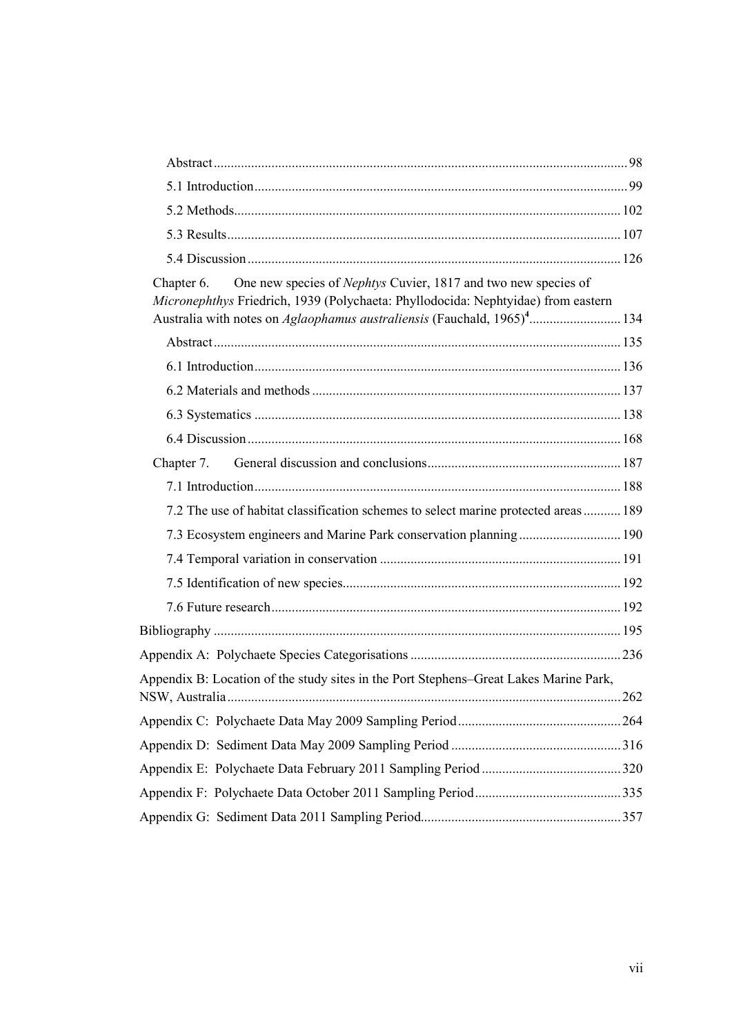Abstract........................................................................................................98

5.1 Introduction............................................................................................99

5.2 Methods.................................................................................................102

5.3 Results...................................................................................................107

5.4 Discussion.............................................................................................126

Chapter 6. One new species of *Nephtys* Cuvier, 1817 and two new species of *Micronephthys* Friedrich, 1939 (Polychaeta: Phyllodocida: Nephtyidae) from eastern Australia with notes on *Aglaophamus australiensis* (Fauchald, 1965)[4]...........................134

Abstract........................................................................................................135

6.1 Introduction...........................................................................................136

6.2 Materials and methods..........................................................................137

6.3 Systematics...........................................................................................138

6.4 Discussion.............................................................................................168

Chapter 7. General discussion and conclusions.........................................................187

7.1 Introduction...........................................................................................188

7.2 The use of habitat classification schemes to select marine protected areas...........189

7.3 Ecosystem engineers and Marine Park conservation planning..............................190

7.4 Temporal variation in conservation......................................................................191

7.5 Identification of new species.................................................................................192

7.6 Future research......................................................................................................192

Bibliography.......................................................................................................195

Appendix A: Polychaete Species Categorisations..............................................................236

Appendix B: Location of the study sites in the Port Stephens–Great Lakes Marine Park, NSW, Australia...................................................................................................262

Appendix C: Polychaete Data May 2009 Sampling Period................................................264

Appendix D: Sediment Data May 2009 Sampling Period..................................................316

Appendix E: Polychaete Data February 2011 Sampling Period.........................................320

Appendix F: Polychaete Data October 2011 Sampling Period...........................................335

Appendix G: Sediment Data 2011 Sampling Period...........................................................357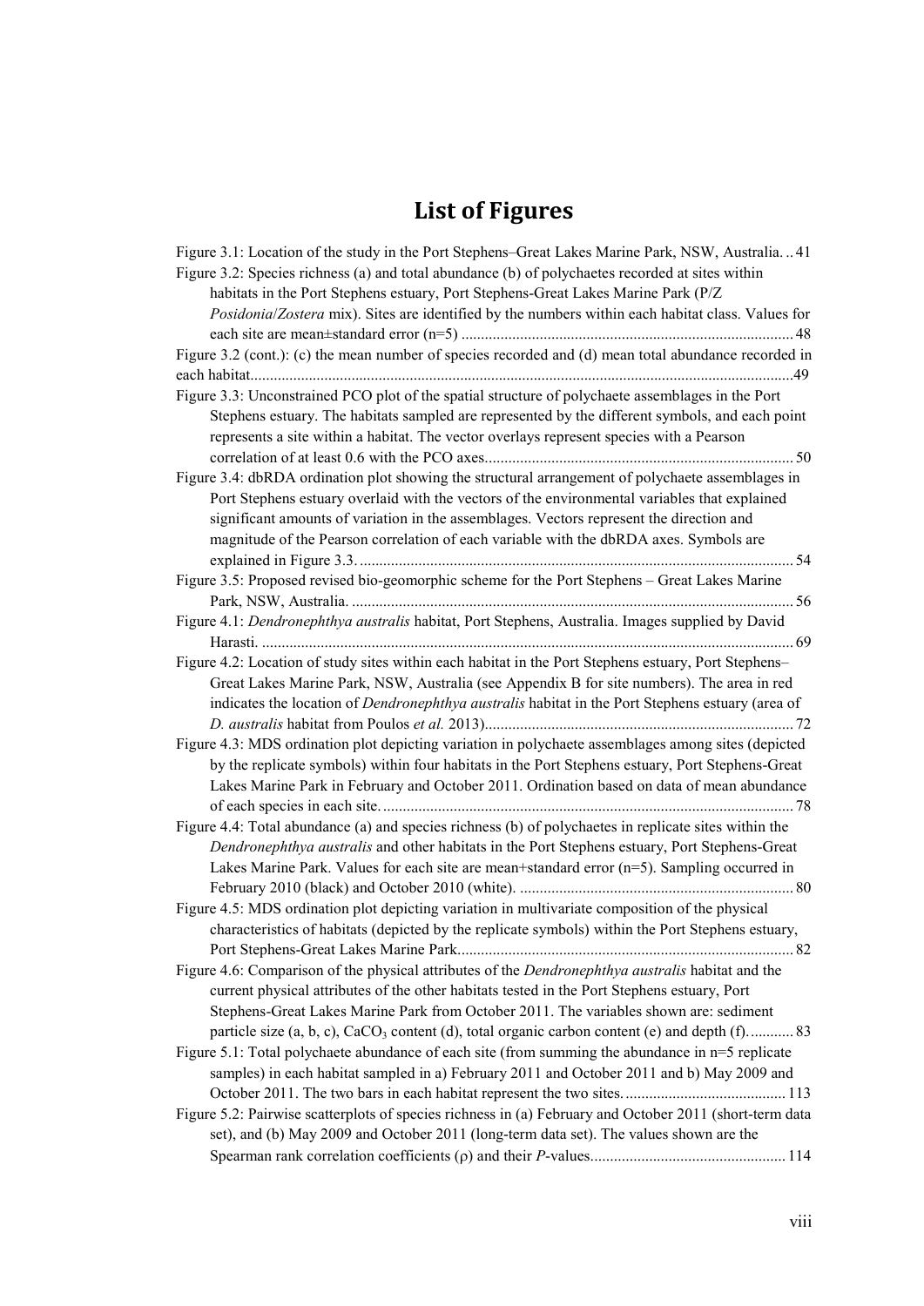# List of Figures

Figure 3.1: Location of the study in the Port Stephens–Great Lakes Marine Park, NSW, Australia. .. 41

Figure 3.2: Species richness (a) and total abundance (b) of polychaetes recorded at sites within habitats in the Port Stephens estuary, Port Stephens-Great Lakes Marine Park (P/Z *Posidonia*/*Zostera* mix). Sites are identified by the numbers within each habitat class. Values for each site are mean±standard error (n=5) ..................................................................................... 48

Figure 3.2 (cont.): (c) the mean number of species recorded and (d) mean total abundance recorded in each habitat.........................................................................................................................................49

Figure 3.3: Unconstrained PCO plot of the spatial structure of polychaete assemblages in the Port Stephens estuary. The habitats sampled are represented by the different symbols, and each point represents a site within a habitat. The vector overlays represent species with a Pearson correlation of at least 0.6 with the PCO axes............................................................................... 50

Figure 3.4: dbRDA ordination plot showing the structural arrangement of polychaete assemblages in Port Stephens estuary overlaid with the vectors of the environmental variables that explained significant amounts of variation in the assemblages. Vectors represent the direction and magnitude of the Pearson correlation of each variable with the dbRDA axes. Symbols are explained in Figure 3.3. .............................................................................................................. 54

Figure 3.5: Proposed revised bio-geomorphic scheme for the Port Stephens – Great Lakes Marine Park, NSW, Australia. ................................................................................................................. 56

Figure 4.1: *Dendronephthya australis* habitat, Port Stephens, Australia. Images supplied by David Harasti. ........................................................................................................................................ 69

Figure 4.2: Location of study sites within each habitat in the Port Stephens estuary, Port Stephens–Great Lakes Marine Park, NSW, Australia (see Appendix B for site numbers). The area in red indicates the location of *Dendronephthya australis* habitat in the Port Stephens estuary (area of *D. australis* habitat from Poulos *et al.* 2013).............................................................................. 72

Figure 4.3: MDS ordination plot depicting variation in polychaete assemblages among sites (depicted by the replicate symbols) within four habitats in the Port Stephens estuary, Port Stephens-Great Lakes Marine Park in February and October 2011. Ordination based on data of mean abundance of each species in each site. ........................................................................................................ 78

Figure 4.4: Total abundance (a) and species richness (b) of polychaetes in replicate sites within the *Dendronephthya australis* and other habitats in the Port Stephens estuary, Port Stephens-Great Lakes Marine Park. Values for each site are mean+standard error (n=5). Sampling occurred in February 2010 (black) and October 2010 (white). ..................................................................... 80

Figure 4.5: MDS ordination plot depicting variation in multivariate composition of the physical characteristics of habitats (depicted by the replicate symbols) within the Port Stephens estuary, Port Stephens-Great Lakes Marine Park..................................................................................... 82

Figure 4.6: Comparison of the physical attributes of the *Dendronephthya australis* habitat and the current physical attributes of the other habitats tested in the Port Stephens estuary, Port Stephens-Great Lakes Marine Park from October 2011. The variables shown are: sediment particle size (a, b, c), $CaCO_3$ content (d), total organic carbon content (e) and depth (f). ........... 83

Figure 5.1: Total polychaete abundance of each site (from summing the abundance in n=5 replicate samples) in each habitat sampled in a) February 2011 and October 2011 and b) May 2009 and October 2011. The two bars in each habitat represent the two sites. ......................................... 113

Figure 5.2: Pairwise scatterplots of species richness in (a) February and October 2011 (short-term data set), and (b) May 2009 and October 2011 (long-term data set). The values shown are the Spearman rank correlation coefficients ($\rho$) and their *P*-values................................................. 114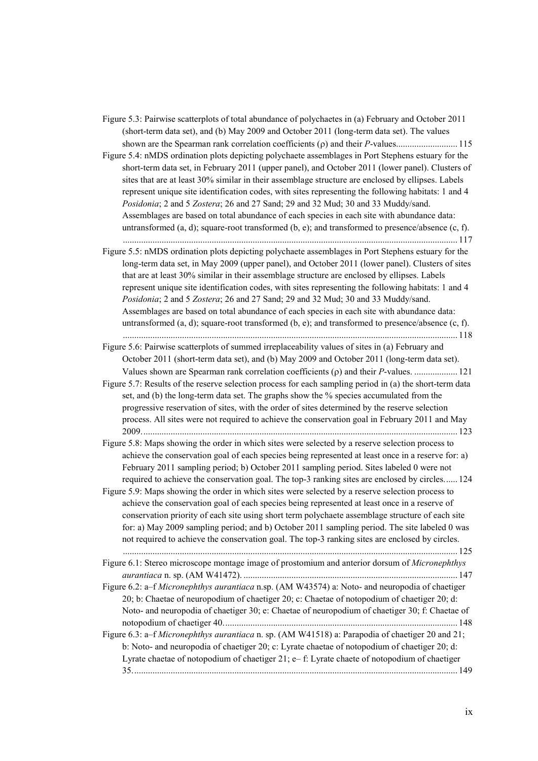Figure 5.3: Pairwise scatterplots of total abundance of polychaetes in (a) February and October 2011 (short-term data set), and (b) May 2009 and October 2011 (long-term data set). The values shown are the Spearman rank correlation coefficients (ρ) and their *P*-values........................... 115

Figure 5.4: nMDS ordination plots depicting polychaete assemblages in Port Stephens estuary for the short-term data set, in February 2011 (upper panel), and October 2011 (lower panel). Clusters of sites that are at least 30% similar in their assemblage structure are enclosed by ellipses. Labels represent unique site identification codes, with sites representing the following habitats: 1 and 4 *Posidonia*; 2 and 5 *Zostera*; 26 and 27 Sand; 29 and 32 Mud; 30 and 33 Muddy/sand. Assemblages are based on total abundance of each species in each site with abundance data: untransformed (a, d); square-root transformed (b, e); and transformed to presence/absence (c, f). .................................................................................................................................................. 117

Figure 5.5: nMDS ordination plots depicting polychaete assemblages in Port Stephens estuary for the long-term data set, in May 2009 (upper panel), and October 2011 (lower panel). Clusters of sites that are at least 30% similar in their assemblage structure are enclosed by ellipses. Labels represent unique site identification codes, with sites representing the following habitats: 1 and 4 *Posidonia*; 2 and 5 *Zostera*; 26 and 27 Sand; 29 and 32 Mud; 30 and 33 Muddy/sand. Assemblages are based on total abundance of each species in each site with abundance data: untransformed (a, d); square-root transformed (b, e); and transformed to presence/absence (c, f). .................................................................................................................................................. 118

Figure 5.6: Pairwise scatterplots of summed irreplaceability values of sites in (a) February and October 2011 (short-term data set), and (b) May 2009 and October 2011 (long-term data set). Values shown are Spearman rank correlation coefficients (ρ) and their *P*-values. ................... 121

Figure 5.7: Results of the reserve selection process for each sampling period in (a) the short-term data set, and (b) the long-term data set. The graphs show the % species accumulated from the progressive reservation of sites, with the order of sites determined by the reserve selection process. All sites were not required to achieve the conservation goal in February 2011 and May 2009.......................................................................................................................................... 123

Figure 5.8: Maps showing the order in which sites were selected by a reserve selection process to achieve the conservation goal of each species being represented at least once in a reserve for: a) February 2011 sampling period; b) October 2011 sampling period. Sites labeled 0 were not required to achieve the conservation goal. The top-3 ranking sites are enclosed by circles...... 124

Figure 5.9: Maps showing the order in which sites were selected by a reserve selection process to achieve the conservation goal of each species being represented at least once in a reserve of conservation priority of each site using short term polychaete assemblage structure of each site for: a) May 2009 sampling period; and b) October 2011 sampling period. The site labeled 0 was not required to achieve the conservation goal. The top-3 ranking sites are enclosed by circles. .................................................................................................................................................. 125

Figure 6.1: Stereo microscope montage image of prostomium and anterior dorsum of *Micronephthys aurantiaca* n. sp. (AM W41472). ............................................................................................ 147

Figure 6.2: a–f *Micronephthys aurantiaca* n.sp. (AM W43574) a: Noto- and neuropodia of chaetiger 20; b: Chaetae of neuropodium of chaetiger 20; c: Chaetae of notopodium of chaetiger 20; d: Noto- and neuropodia of chaetiger 30; e: Chaetae of neuropodium of chaetiger 30; f: Chaetae of notopodium of chaetiger 40...................................................................................................... 148

Figure 6.3: a–f *Micronephthys aurantiaca* n. sp. (AM W41518) a: Parapodia of chaetiger 20 and 21; b: Noto- and neuropodia of chaetiger 20; c: Lyrate chaetae of notopodium of chaetiger 20; d: Lyrate chaetae of notopodium of chaetiger 21; e– f: Lyrate chaete of notopodium of chaetiger 35.............................................................................................................................................. 149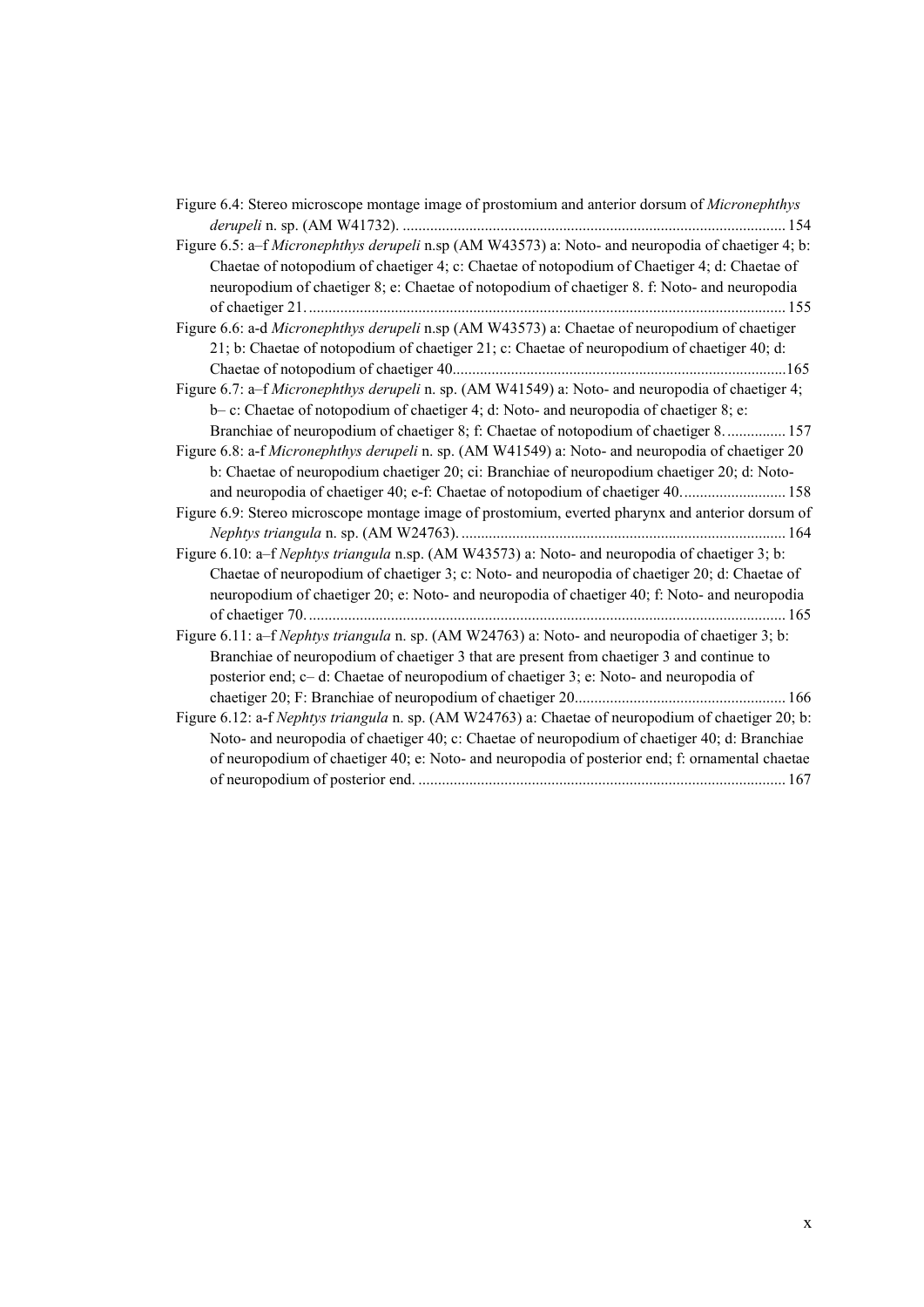Figure 6.4: Stereo microscope montage image of prostomium and anterior dorsum of *Micronephthys derupeli* n. sp. (AM W41732). .................................................................................................. 154

Figure 6.5: a–f *Micronephthys derupeli* n.sp (AM W43573) a: Noto- and neuropodia of chaetiger 4; b: Chaetae of notopodium of chaetiger 4; c: Chaetae of notopodium of Chaetiger 4; d: Chaetae of neuropodium of chaetiger 8; e: Chaetae of notopodium of chaetiger 8. f: Noto- and neuropodia of chaetiger 21. .......................................................................................................................... 155

Figure 6.6: a-d *Micronephthys derupeli* n.sp (AM W43573) a: Chaetae of neuropodium of chaetiger 21; b: Chaetae of notopodium of chaetiger 21; c: Chaetae of neuropodium of chaetiger 40; d: Chaetae of notopodium of chaetiger 40.....................................................................................165

Figure 6.7: a–f *Micronephthys derupeli* n. sp. (AM W41549) a: Noto- and neuropodia of chaetiger 4; b– c: Chaetae of notopodium of chaetiger 4; d: Noto- and neuropodia of chaetiger 8; e: Branchiae of neuropodium of chaetiger 8; f: Chaetae of notopodium of chaetiger 8. ............... 157

Figure 6.8: a-f *Micronephthys derupeli* n. sp. (AM W41549) a: Noto- and neuropodia of chaetiger 20 b: Chaetae of neuropodium chaetiger 20; ci: Branchiae of neuropodium chaetiger 20; d: Noto- and neuropodia of chaetiger 40; e-f: Chaetae of notopodium of chaetiger 40. .......................... 158

Figure 6.9: Stereo microscope montage image of prostomium, everted pharynx and anterior dorsum of *Nephtys triangula* n. sp. (AM W24763). ................................................................................... 164

Figure 6.10: a–f *Nephtys triangula* n.sp. (AM W43573) a: Noto- and neuropodia of chaetiger 3; b: Chaetae of neuropodium of chaetiger 3; c: Noto- and neuropodia of chaetiger 20; d: Chaetae of neuropodium of chaetiger 20; e: Noto- and neuropodia of chaetiger 40; f: Noto- and neuropodia of chaetiger 70. .......................................................................................................................... 165

Figure 6.11: a–f *Nephtys triangula* n. sp. (AM W24763) a: Noto- and neuropodia of chaetiger 3; b: Branchiae of neuropodium of chaetiger 3 that are present from chaetiger 3 and continue to posterior end; c– d: Chaetae of neuropodium of chaetiger 3; e: Noto- and neuropodia of chaetiger 20; F: Branchiae of neuropodium of chaetiger 20...................................................... 166

Figure 6.12: a-f *Nephtys triangula* n. sp. (AM W24763) a: Chaetae of neuropodium of chaetiger 20; b: Noto- and neuropodia of chaetiger 40; c: Chaetae of neuropodium of chaetiger 40; d: Branchiae of neuropodium of chaetiger 40; e: Noto- and neuropodia of posterior end; f: ornamental chaetae of neuropodium of posterior end. ............................................................................................. 167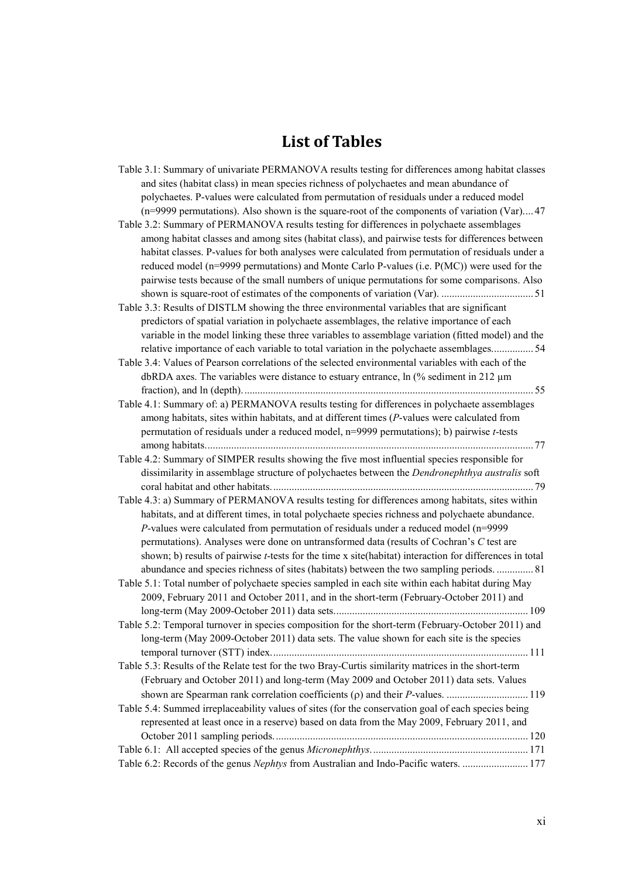# List of Tables

Table 3.1: Summary of univariate PERMANOVA results testing for differences among habitat classes and sites (habitat class) in mean species richness of polychaetes and mean abundance of polychaetes. P-values were calculated from permutation of residuals under a reduced model (n=9999 permutations). Also shown is the square-root of the components of variation (Var).... 47

Table 3.2: Summary of PERMANOVA results testing for differences in polychaete assemblages among habitat classes and among sites (habitat class), and pairwise tests for differences between habitat classes. P-values for both analyses were calculated from permutation of residuals under a reduced model (n=9999 permutations) and Monte Carlo P-values (i.e. P(MC)) were used for the pairwise tests because of the small numbers of unique permutations for some comparisons. Also shown is square-root of estimates of the components of variation (Var). ................................... 51

Table 3.3: Results of DISTLM showing the three environmental variables that are significant predictors of spatial variation in polychaete assemblages, the relative importance of each variable in the model linking these three variables to assemblage variation (fitted model) and the relative importance of each variable to total variation in the polychaete assemblages................ 54

Table 3.4: Values of Pearson correlations of the selected environmental variables with each of the dbRDA axes. The variables were distance to estuary entrance, ln (% sediment in 212 µm fraction), and ln (depth)............................................................................................................. 55

Table 4.1: Summary of: a) PERMANOVA results testing for differences in polychaete assemblages among habitats, sites within habitats, and at different times (*P*-values were calculated from permutation of residuals under a reduced model, n=9999 permutations); b) pairwise *t*-tests among habitats............................................................................................................................. 77

Table 4.2: Summary of SIMPER results showing the five most influential species responsible for dissimilarity in assemblage structure of polychaetes between the *Dendronephthya australis* soft coral habitat and other habitats.................................................................................................. 79

Table 4.3: a) Summary of PERMANOVA results testing for differences among habitats, sites within habitats, and at different times, in total polychaete species richness and polychaete abundance. *P*-values were calculated from permutation of residuals under a reduced model (n=9999 permutations). Analyses were done on untransformed data (results of Cochran's *C* test are shown; b) results of pairwise *t*-tests for the time x site(habitat) interaction for differences in total abundance and species richness of sites (habitats) between the two sampling periods. .............. 81

Table 5.1: Total number of polychaete species sampled in each site within each habitat during May 2009, February 2011 and October 2011, and in the short-term (February-October 2011) and long-term (May 2009-October 2011) data sets......................................................................... 109

Table 5.2: Temporal turnover in species composition for the short-term (February-October 2011) and long-term (May 2009-October 2011) data sets. The value shown for each site is the species temporal turnover (STT) index................................................................................................. 111

Table 5.3: Results of the Relate test for the two Bray-Curtis similarity matrices in the short-term (February and October 2011) and long-term (May 2009 and October 2011) data sets. Values shown are Spearman rank correlation coefficients (ρ) and their *P*-values. ............................... 119

Table 5.4: Summed irreplaceability values of sites (for the conservation goal of each species being represented at least once in a reserve) based on data from the May 2009, February 2011, and October 2011 sampling periods............................................................................................... 120

Table 6.1: All accepted species of the genus *Micronephthys*.......................................................... 171

Table 6.2: Records of the genus *Nephtys* from Australian and Indo-Pacific waters. ......................... 177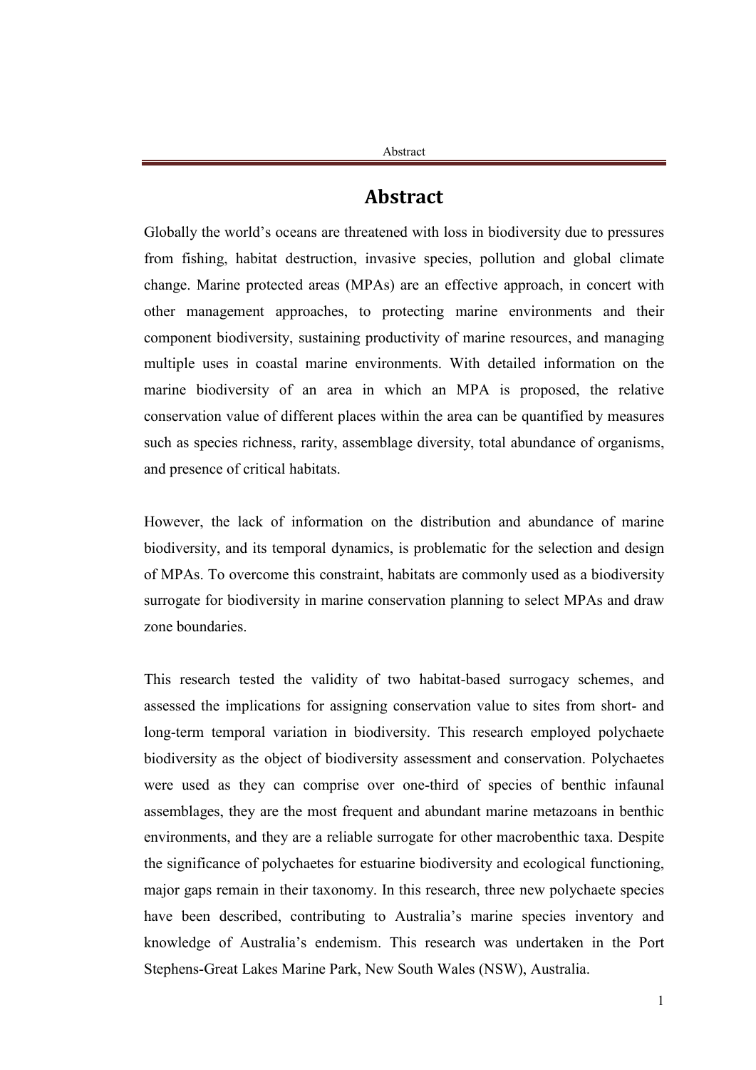# Abstract

Globally the world's oceans are threatened with loss in biodiversity due to pressures from fishing, habitat destruction, invasive species, pollution and global climate change. Marine protected areas (MPAs) are an effective approach, in concert with other management approaches, to protecting marine environments and their component biodiversity, sustaining productivity of marine resources, and managing multiple uses in coastal marine environments. With detailed information on the marine biodiversity of an area in which an MPA is proposed, the relative conservation value of different places within the area can be quantified by measures such as species richness, rarity, assemblage diversity, total abundance of organisms, and presence of critical habitats.

However, the lack of information on the distribution and abundance of marine biodiversity, and its temporal dynamics, is problematic for the selection and design of MPAs. To overcome this constraint, habitats are commonly used as a biodiversity surrogate for biodiversity in marine conservation planning to select MPAs and draw zone boundaries.

This research tested the validity of two habitat-based surrogacy schemes, and assessed the implications for assigning conservation value to sites from short- and long-term temporal variation in biodiversity. This research employed polychaete biodiversity as the object of biodiversity assessment and conservation. Polychaetes were used as they can comprise over one-third of species of benthic infaunal assemblages, they are the most frequent and abundant marine metazoans in benthic environments, and they are a reliable surrogate for other macrobenthic taxa. Despite the significance of polychaetes for estuarine biodiversity and ecological functioning, major gaps remain in their taxonomy. In this research, three new polychaete species have been described, contributing to Australia's marine species inventory and knowledge of Australia's endemism. This research was undertaken in the Port Stephens-Great Lakes Marine Park, New South Wales (NSW), Australia.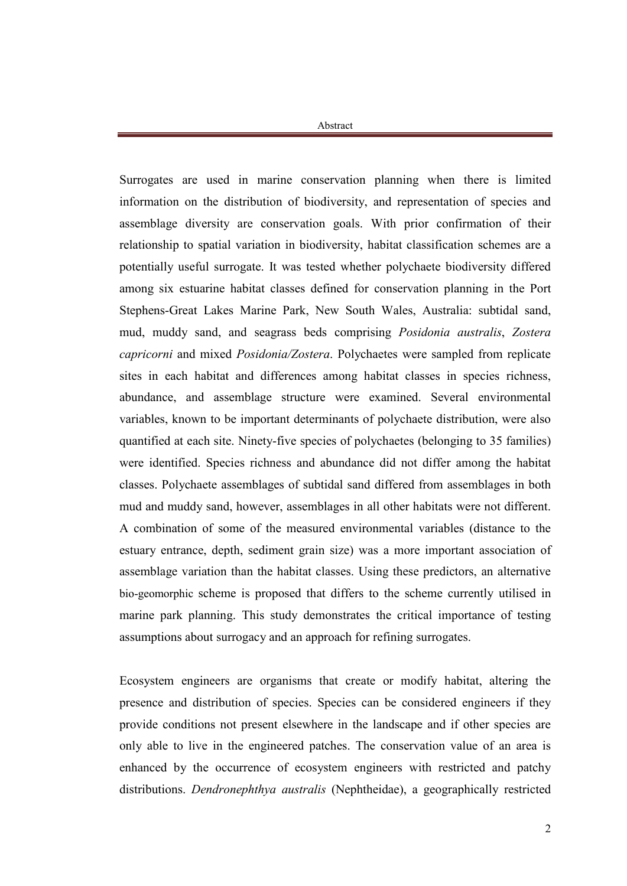# Abstract

Surrogates are used in marine conservation planning when there is limited information on the distribution of biodiversity, and representation of species and assemblage diversity are conservation goals. With prior confirmation of their relationship to spatial variation in biodiversity, habitat classification schemes are a potentially useful surrogate. It was tested whether polychaete biodiversity differed among six estuarine habitat classes defined for conservation planning in the Port Stephens-Great Lakes Marine Park, New South Wales, Australia: subtidal sand, mud, muddy sand, and seagrass beds comprising *Posidonia australis*, *Zostera capricorni* and mixed *Posidonia/Zostera*. Polychaetes were sampled from replicate sites in each habitat and differences among habitat classes in species richness, abundance, and assemblage structure were examined. Several environmental variables, known to be important determinants of polychaete distribution, were also quantified at each site. Ninety-five species of polychaetes (belonging to 35 families) were identified. Species richness and abundance did not differ among the habitat classes. Polychaete assemblages of subtidal sand differed from assemblages in both mud and muddy sand, however, assemblages in all other habitats were not different. A combination of some of the measured environmental variables (distance to the estuary entrance, depth, sediment grain size) was a more important association of assemblage variation than the habitat classes. Using these predictors, an alternative bio-geomorphic scheme is proposed that differs to the scheme currently utilised in marine park planning. This study demonstrates the critical importance of testing assumptions about surrogacy and an approach for refining surrogates.

Ecosystem engineers are organisms that create or modify habitat, altering the presence and distribution of species. Species can be considered engineers if they provide conditions not present elsewhere in the landscape and if other species are only able to live in the engineered patches. The conservation value of an area is enhanced by the occurrence of ecosystem engineers with restricted and patchy distributions. *Dendronephthya australis* (Nephtheidae), a geographically restricted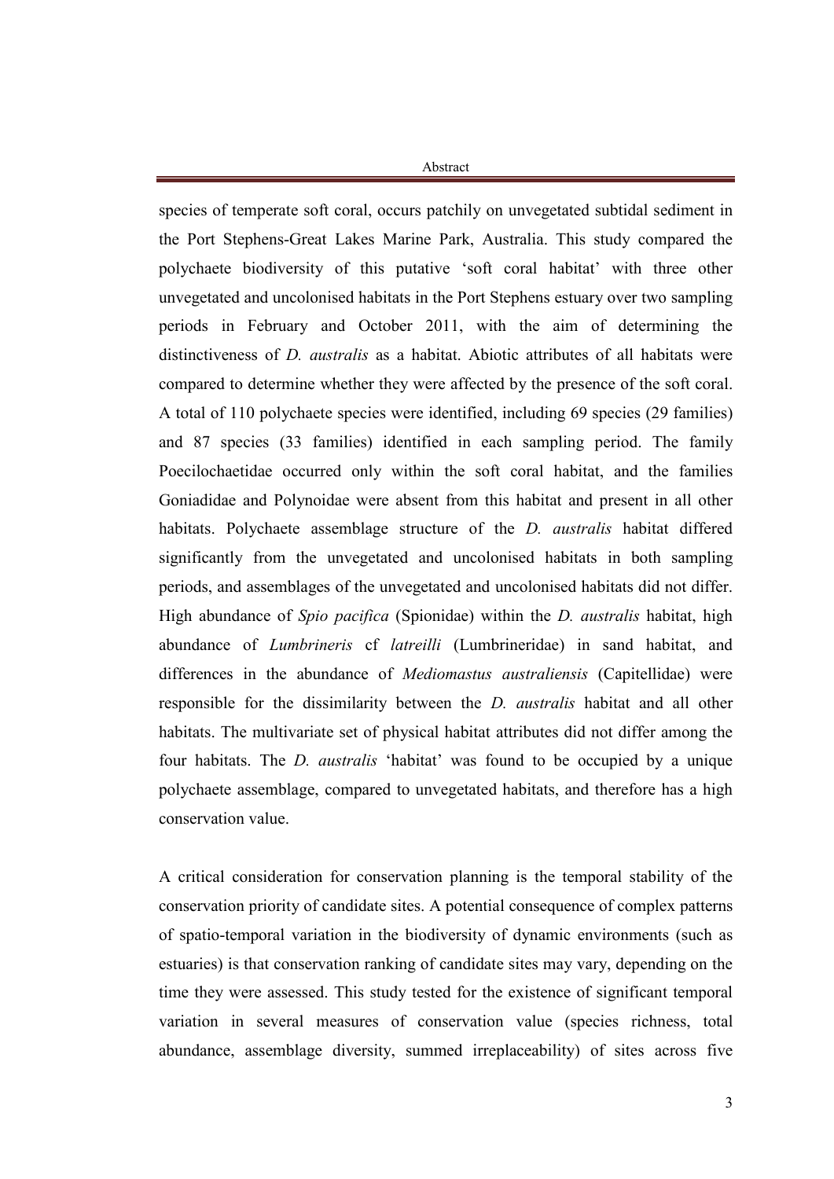species of temperate soft coral, occurs patchily on unvegetated subtidal sediment in the Port Stephens-Great Lakes Marine Park, Australia. This study compared the polychaete biodiversity of this putative 'soft coral habitat' with three other unvegetated and uncolonised habitats in the Port Stephens estuary over two sampling periods in February and October 2011, with the aim of determining the distinctiveness of *D. australis* as a habitat. Abiotic attributes of all habitats were compared to determine whether they were affected by the presence of the soft coral. A total of 110 polychaete species were identified, including 69 species (29 families) and 87 species (33 families) identified in each sampling period. The family Poecilochaetidae occurred only within the soft coral habitat, and the families Goniadidae and Polynoidae were absent from this habitat and present in all other habitats. Polychaete assemblage structure of the *D. australis* habitat differed significantly from the unvegetated and uncolonised habitats in both sampling periods, and assemblages of the unvegetated and uncolonised habitats did not differ. High abundance of *Spio pacifica* (Spionidae) within the *D. australis* habitat, high abundance of *Lumbrineris* cf *latreilli* (Lumbrineridae) in sand habitat, and differences in the abundance of *Mediomastus australiensis* (Capitellidae) were responsible for the dissimilarity between the *D. australis* habitat and all other habitats. The multivariate set of physical habitat attributes did not differ among the four habitats. The *D. australis* 'habitat' was found to be occupied by a unique polychaete assemblage, compared to unvegetated habitats, and therefore has a high conservation value.

A critical consideration for conservation planning is the temporal stability of the conservation priority of candidate sites. A potential consequence of complex patterns of spatio-temporal variation in the biodiversity of dynamic environments (such as estuaries) is that conservation ranking of candidate sites may vary, depending on the time they were assessed. This study tested for the existence of significant temporal variation in several measures of conservation value (species richness, total abundance, assemblage diversity, summed irreplaceability) of sites across five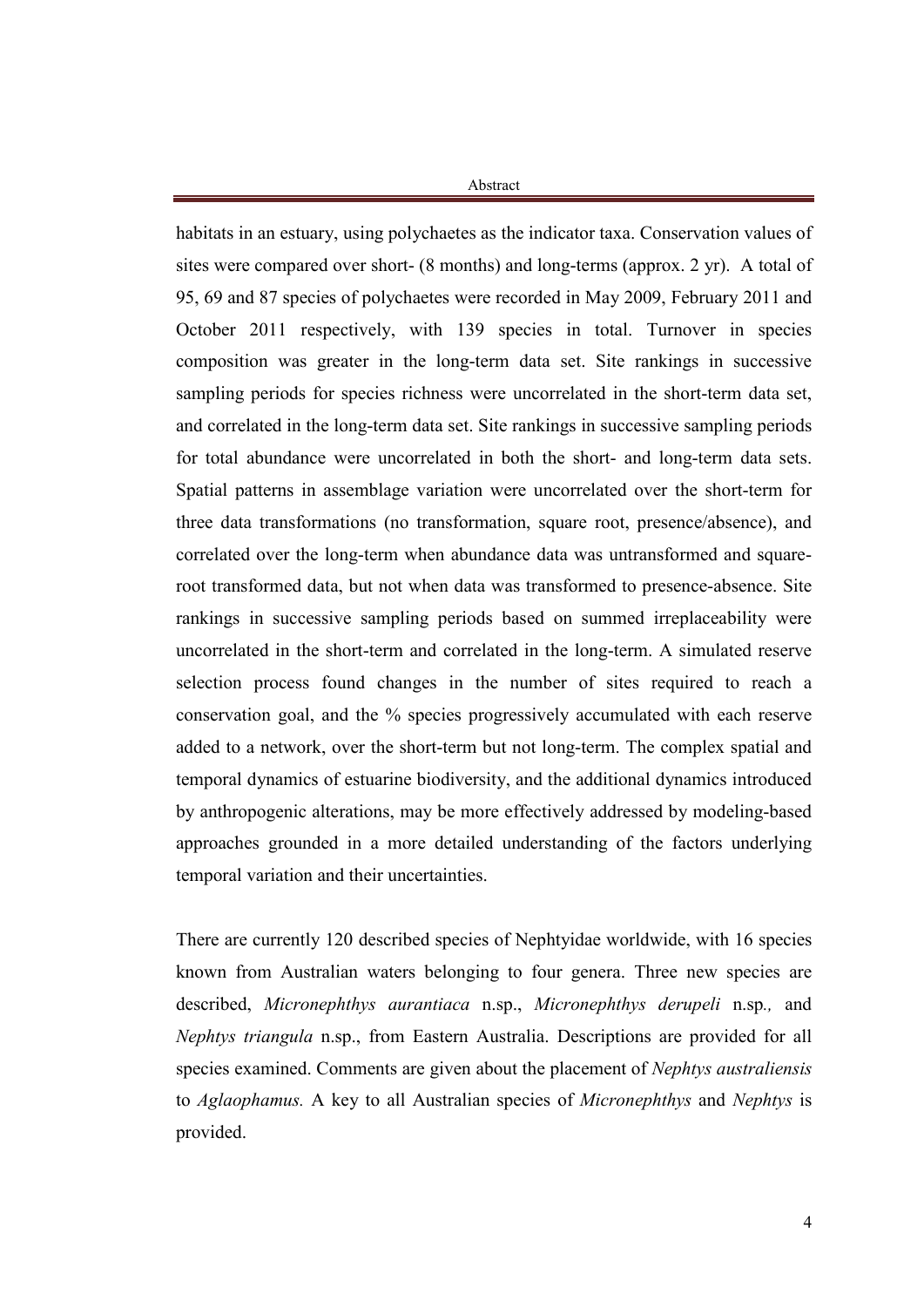habitats in an estuary, using polychaetes as the indicator taxa. Conservation values of sites were compared over short- (8 months) and long-terms (approx. 2 yr). A total of 95, 69 and 87 species of polychaetes were recorded in May 2009, February 2011 and October 2011 respectively, with 139 species in total. Turnover in species composition was greater in the long-term data set. Site rankings in successive sampling periods for species richness were uncorrelated in the short-term data set, and correlated in the long-term data set. Site rankings in successive sampling periods for total abundance were uncorrelated in both the short- and long-term data sets. Spatial patterns in assemblage variation were uncorrelated over the short-term for three data transformations (no transformation, square root, presence/absence), and correlated over the long-term when abundance data was untransformed and square-root transformed data, but not when data was transformed to presence-absence. Site rankings in successive sampling periods based on summed irreplaceability were uncorrelated in the short-term and correlated in the long-term. A simulated reserve selection process found changes in the number of sites required to reach a conservation goal, and the % species progressively accumulated with each reserve added to a network, over the short-term but not long-term. The complex spatial and temporal dynamics of estuarine biodiversity, and the additional dynamics introduced by anthropogenic alterations, may be more effectively addressed by modeling-based approaches grounded in a more detailed understanding of the factors underlying temporal variation and their uncertainties.

There are currently 120 described species of Nephtyidae worldwide, with 16 species known from Australian waters belonging to four genera. Three new species are described, *Micronephthys aurantiaca* n.sp., *Micronephthys derupeli* n.sp*.,* and *Nephtys triangula* n.sp., from Eastern Australia. Descriptions are provided for all species examined. Comments are given about the placement of *Nephtys australiensis* to *Aglaophamus.* A key to all Australian species of *Micronephthys* and *Nephtys* is provided.